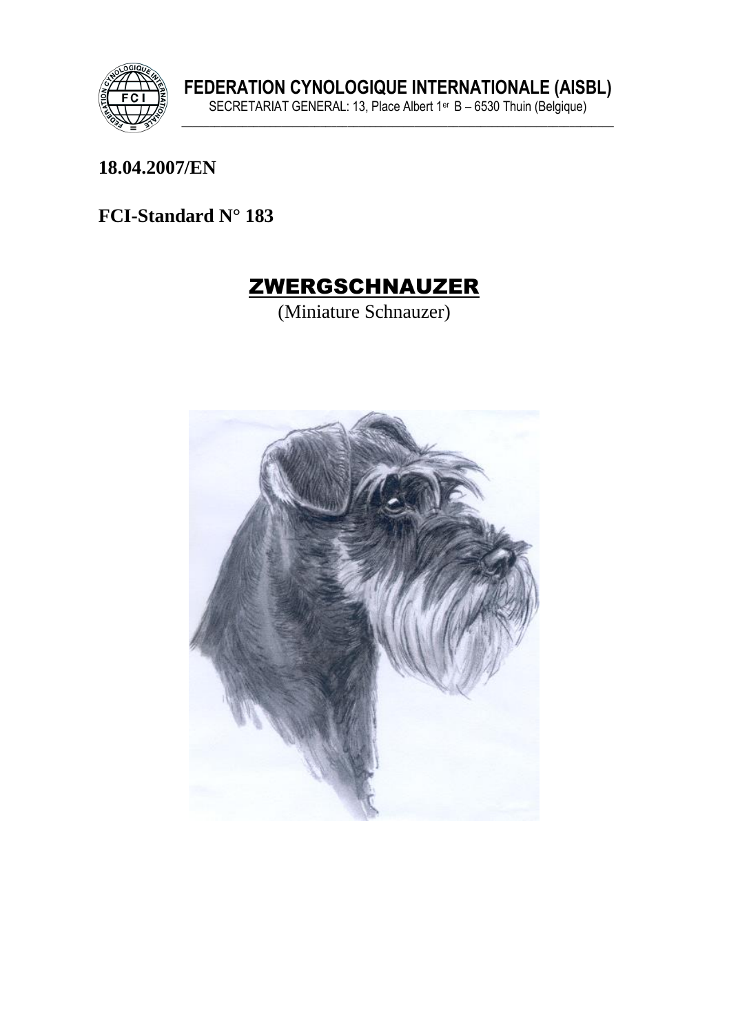**FEDERATION CYNOLOGIQUE INTERNATIONALE (AISBL)**

SECRETARIAT GENERAL: 13, Place Albert 1er B – 6530 Thuin (Belgique)

**18.04.2007/EN**

**FCI-Standard N° 183**

# ZWERGSCHNAUZER

(Miniature Schnauzer)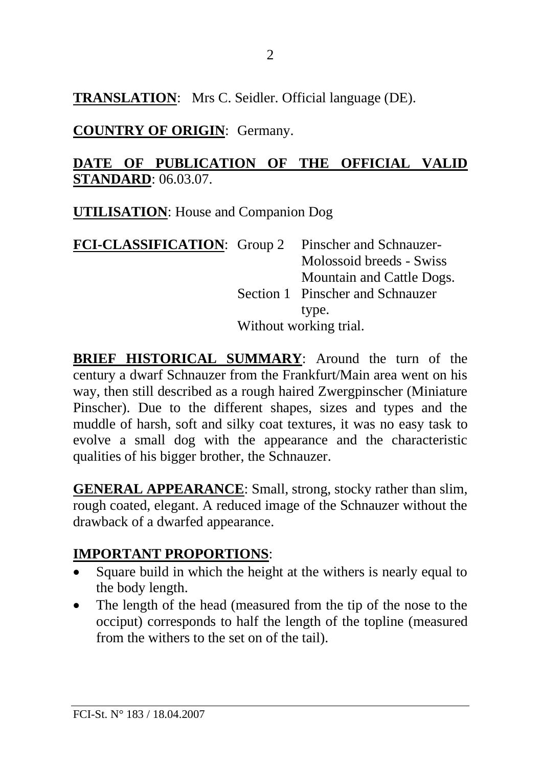**TRANSLATION**: Mrs C. Seidler. Official language (DE).

**COUNTRY OF ORIGIN**: Germany.

**DATE OF PUBLICATION OF THE OFFICIAL VALID STANDARD**: 06.03.07.

**UTILISATION**: House and Companion Dog

**FCI-CLASSIFICATION**: Group 2 Pinscher and Schnauzer-Molossoid breeds - Swiss Mountain and Cattle Dogs.
Section 1 Pinscher and Schnauzer type.
Without working trial.

**BRIEF HISTORICAL SUMMARY**: Around the turn of the century a dwarf Schnauzer from the Frankfurt/Main area went on his way, then still described as a rough haired Zwergpinscher (Miniature Pinscher). Due to the different shapes, sizes and types and the muddle of harsh, soft and silky coat textures, it was no easy task to evolve a small dog with the appearance and the characteristic qualities of his bigger brother, the Schnauzer.

**GENERAL APPEARANCE**: Small, strong, stocky rather than slim, rough coated, elegant. A reduced image of the Schnauzer without the drawback of a dwarfed appearance.

**IMPORTANT PROPORTIONS**:

- Square build in which the height at the withers is nearly equal to the body length.
- The length of the head (measured from the tip of the nose to the occiput) corresponds to half the length of the topline (measured from the withers to the set on of the tail).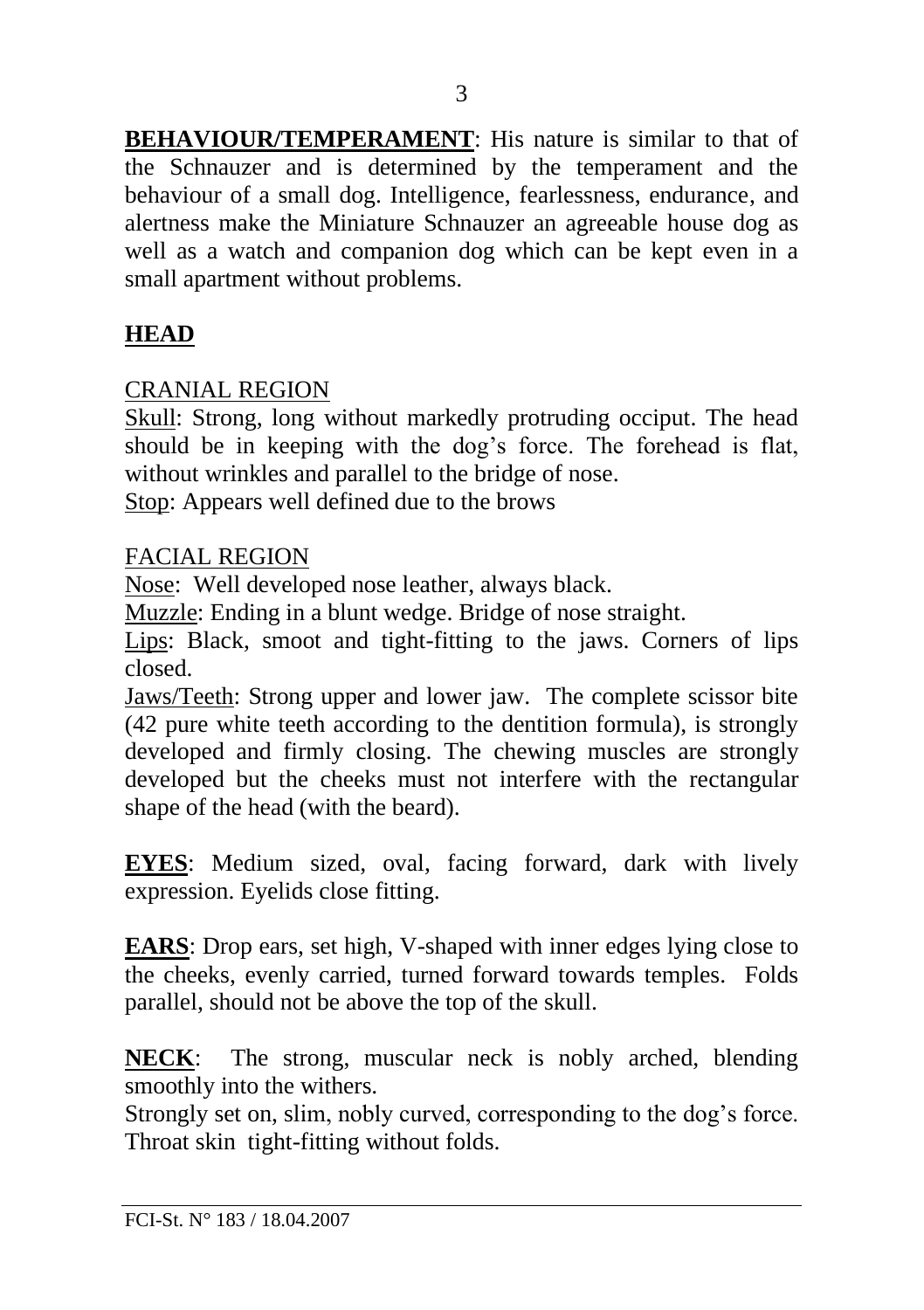**BEHAVIOUR/TEMPERAMENT**: His nature is similar to that of the Schnauzer and is determined by the temperament and the behaviour of a small dog. Intelligence, fearlessness, endurance, and alertness make the Miniature Schnauzer an agreeable house dog as well as a watch and companion dog which can be kept even in a small apartment without problems.

## HEAD

### CRANIAL REGION

Skull: Strong, long without markedly protruding occiput. The head should be in keeping with the dog's force. The forehead is flat, without wrinkles and parallel to the bridge of nose.
Stop: Appears well defined due to the brows

### FACIAL REGION

Nose: Well developed nose leather, always black.
Muzzle: Ending in a blunt wedge. Bridge of nose straight.
Lips: Black, smoot and tight-fitting to the jaws. Corners of lips closed.
Jaws/Teeth: Strong upper and lower jaw. The complete scissor bite (42 pure white teeth according to the dentition formula), is strongly developed and firmly closing. The chewing muscles are strongly developed but the cheeks must not interfere with the rectangular shape of the head (with the beard).

**EYES**: Medium sized, oval, facing forward, dark with lively expression. Eyelids close fitting.

**EARS**: Drop ears, set high, V-shaped with inner edges lying close to the cheeks, evenly carried, turned forward towards temples. Folds parallel, should not be above the top of the skull.

**NECK**: The strong, muscular neck is nobly arched, blending smoothly into the withers.
Strongly set on, slim, nobly curved, corresponding to the dog's force. Throat skin tight-fitting without folds.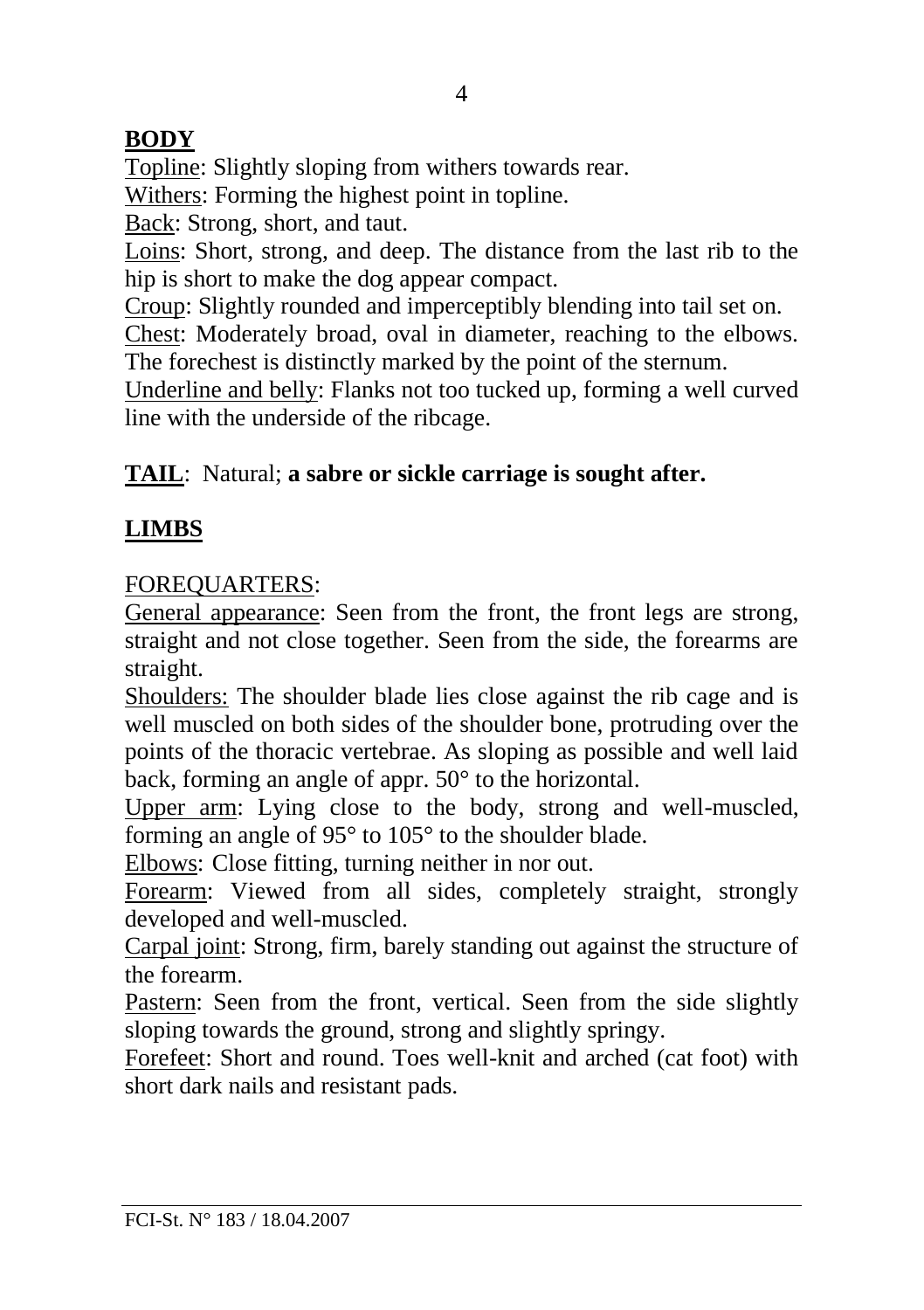## BODY

Topline: Slightly sloping from withers towards rear.

Withers: Forming the highest point in topline.

Back: Strong, short, and taut.

Loins: Short, strong, and deep. The distance from the last rib to the hip is short to make the dog appear compact.

Croup: Slightly rounded and imperceptibly blending into tail set on.

Chest: Moderately broad, oval in diameter, reaching to the elbows. The forechest is distinctly marked by the point of the sternum.

Underline and belly: Flanks not too tucked up, forming a well curved line with the underside of the ribcage.

**TAIL**: Natural; **a sabre or sickle carriage is sought after.**

## LIMBS

FOREQUARTERS:

General appearance: Seen from the front, the front legs are strong, straight and not close together. Seen from the side, the forearms are straight.

Shoulders: The shoulder blade lies close against the rib cage and is well muscled on both sides of the shoulder bone, protruding over the points of the thoracic vertebrae. As sloping as possible and well laid back, forming an angle of appr. 50° to the horizontal.

Upper arm: Lying close to the body, strong and well-muscled, forming an angle of 95° to 105° to the shoulder blade.

Elbows: Close fitting, turning neither in nor out.

Forearm: Viewed from all sides, completely straight, strongly developed and well-muscled.

Carpal joint: Strong, firm, barely standing out against the structure of the forearm.

Pastern: Seen from the front, vertical. Seen from the side slightly sloping towards the ground, strong and slightly springy.

Forefeet: Short and round. Toes well-knit and arched (cat foot) with short dark nails and resistant pads.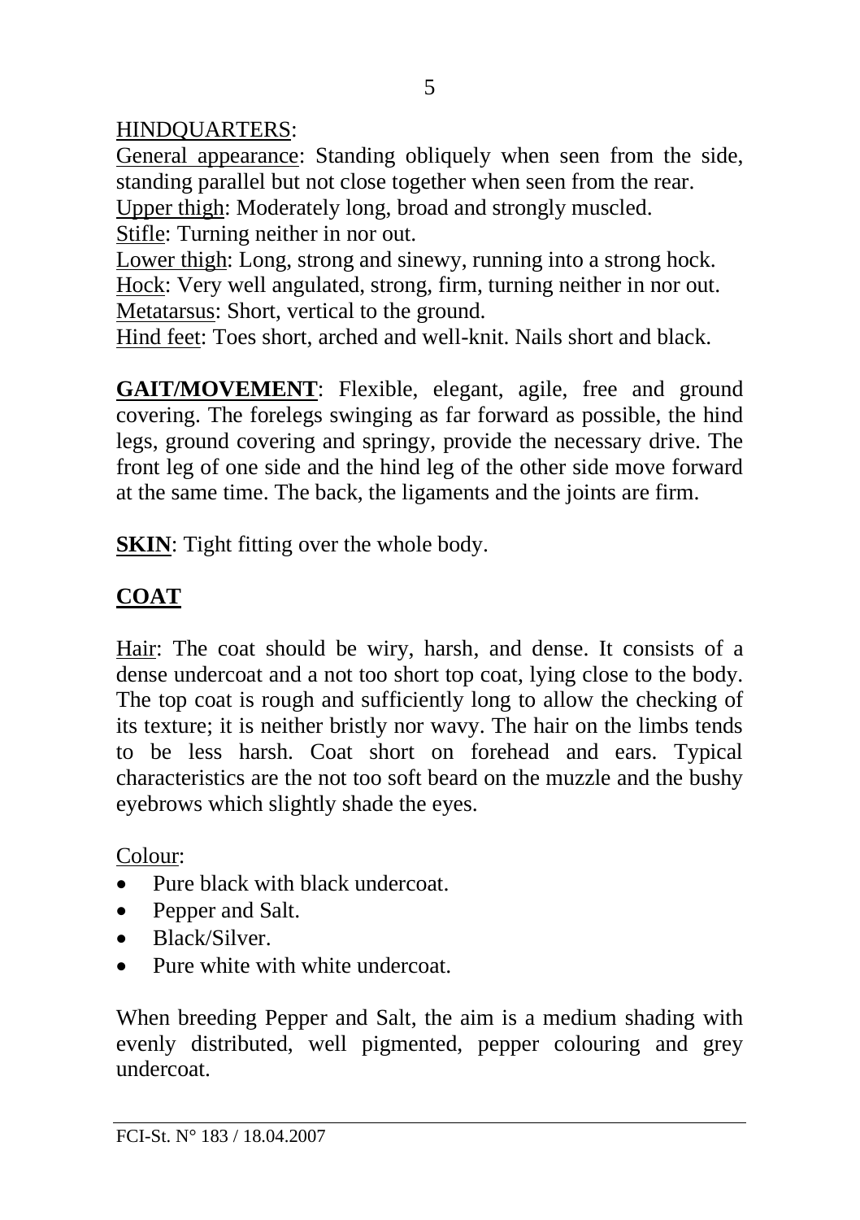HINDQUARTERS:

General appearance: Standing obliquely when seen from the side, standing parallel but not close together when seen from the rear.
Upper thigh: Moderately long, broad and strongly muscled.
Stifle: Turning neither in nor out.
Lower thigh: Long, strong and sinewy, running into a strong hock.
Hock: Very well angulated, strong, firm, turning neither in nor out.
Metatarsus: Short, vertical to the ground.
Hind feet: Toes short, arched and well-knit. Nails short and black.

**GAIT/MOVEMENT**: Flexible, elegant, agile, free and ground covering. The forelegs swinging as far forward as possible, the hind legs, ground covering and springy, provide the necessary drive. The front leg of one side and the hind leg of the other side move forward at the same time. The back, the ligaments and the joints are firm.

**SKIN**: Tight fitting over the whole body.

## COAT

Hair: The coat should be wiry, harsh, and dense. It consists of a dense undercoat and a not too short top coat, lying close to the body. The top coat is rough and sufficiently long to allow the checking of its texture; it is neither bristly nor wavy. The hair on the limbs tends to be less harsh. Coat short on forehead and ears. Typical characteristics are the not too soft beard on the muzzle and the bushy eyebrows which slightly shade the eyes.

Colour:

- Pure black with black undercoat.
- Pepper and Salt.
- Black/Silver.
- Pure white with white undercoat.

When breeding Pepper and Salt, the aim is a medium shading with evenly distributed, well pigmented, pepper colouring and grey undercoat.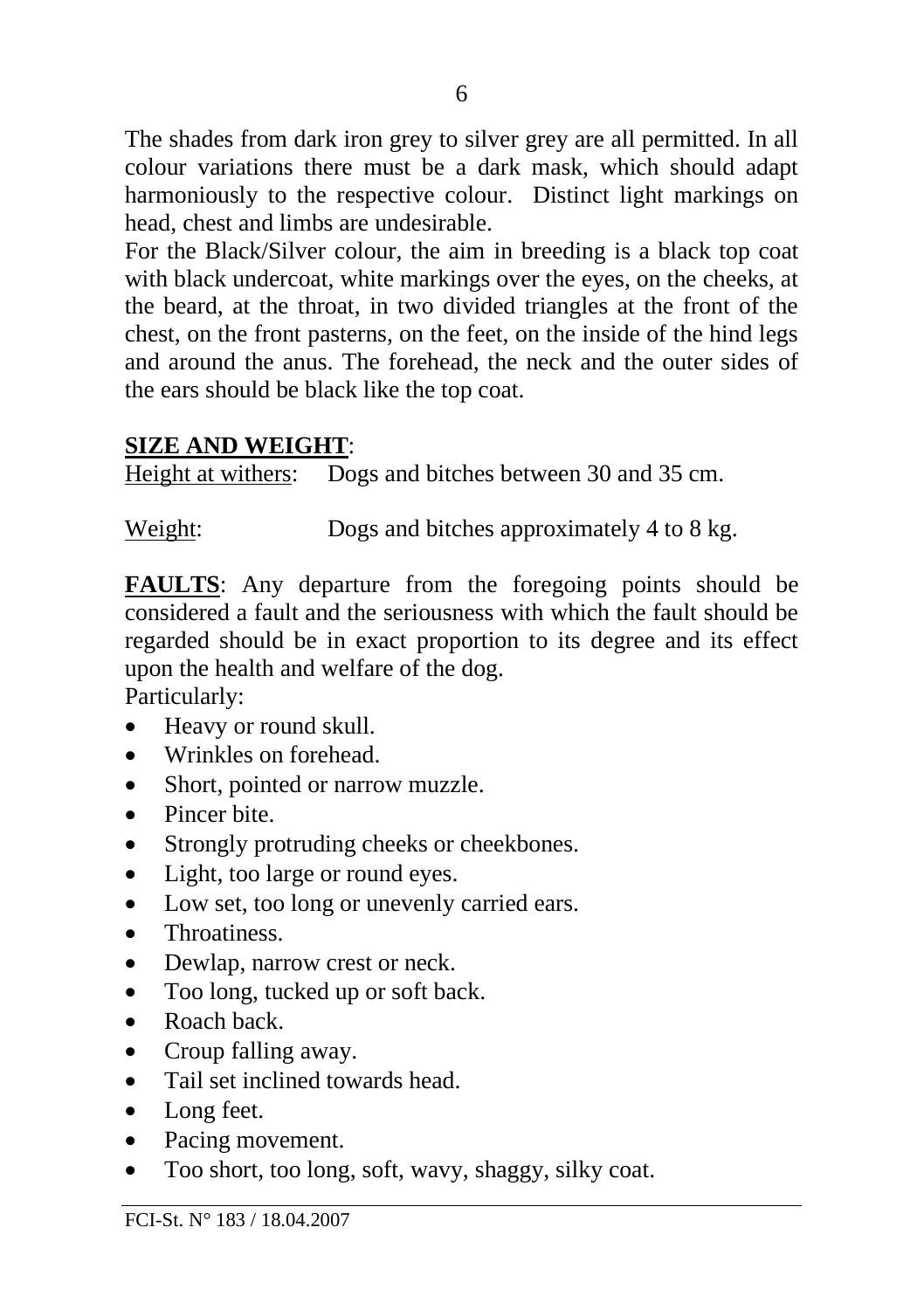The shades from dark iron grey to silver grey are all permitted. In all colour variations there must be a dark mask, which should adapt harmoniously to the respective colour. Distinct light markings on head, chest and limbs are undesirable.

For the Black/Silver colour, the aim in breeding is a black top coat with black undercoat, white markings over the eyes, on the cheeks, at the beard, at the throat, in two divided triangles at the front of the chest, on the front pasterns, on the feet, on the inside of the hind legs and around the anus. The forehead, the neck and the outer sides of the ears should be black like the top coat.

**SIZE AND WEIGHT**:

Height at withers: Dogs and bitches between 30 and 35 cm.

Weight: Dogs and bitches approximately 4 to 8 kg.

**FAULTS**: Any departure from the foregoing points should be considered a fault and the seriousness with which the fault should be regarded should be in exact proportion to its degree and its effect upon the health and welfare of the dog.

Particularly:

- Heavy or round skull.
- Wrinkles on forehead.
- Short, pointed or narrow muzzle.
- Pincer bite.
- Strongly protruding cheeks or cheekbones.
- Light, too large or round eyes.
- Low set, too long or unevenly carried ears.
- Throatiness.
- Dewlap, narrow crest or neck.
- Too long, tucked up or soft back.
- Roach back.
- Croup falling away.
- Tail set inclined towards head.
- Long feet.
- Pacing movement.
- Too short, too long, soft, wavy, shaggy, silky coat.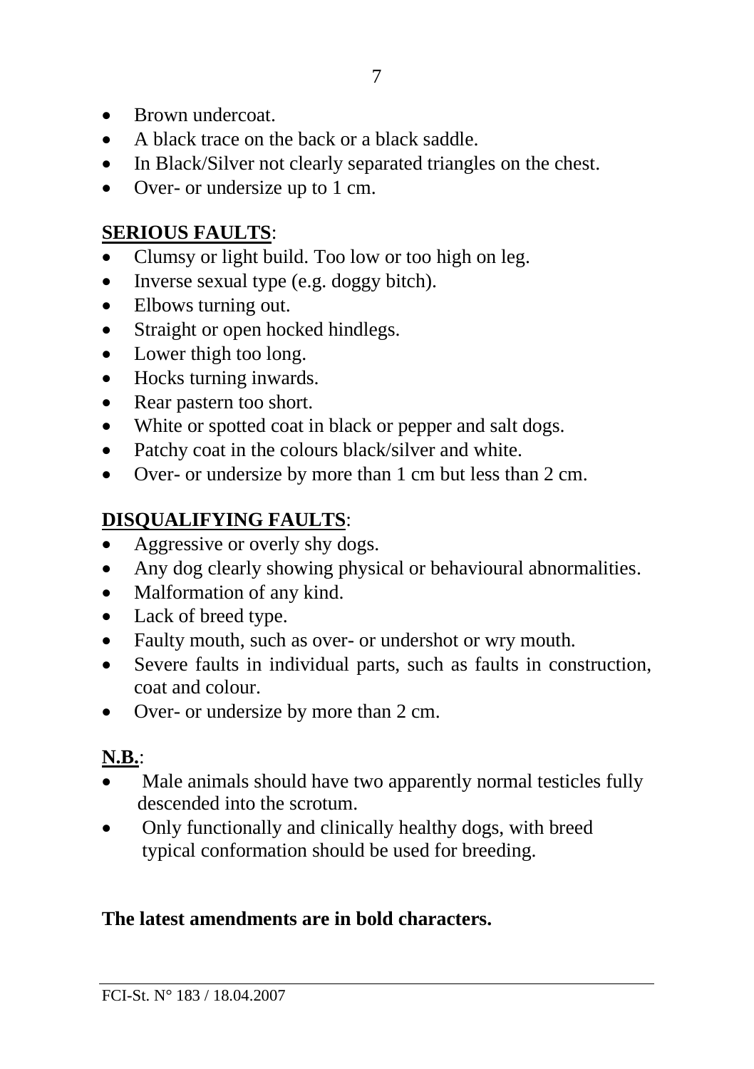- Brown undercoat.
- A black trace on the back or a black saddle.
- In Black/Silver not clearly separated triangles on the chest.
- Over- or undersize up to 1 cm.

**SERIOUS FAULTS**:

- Clumsy or light build. Too low or too high on leg.
- Inverse sexual type (e.g. doggy bitch).
- Elbows turning out.
- Straight or open hocked hindlegs.
- Lower thigh too long.
- Hocks turning inwards.
- Rear pastern too short.
- White or spotted coat in black or pepper and salt dogs.
- Patchy coat in the colours black/silver and white.
- Over- or undersize by more than 1 cm but less than 2 cm.

**DISQUALIFYING FAULTS**:

- Aggressive or overly shy dogs.
- Any dog clearly showing physical or behavioural abnormalities.
- Malformation of any kind.
- Lack of breed type.
- Faulty mouth, such as over- or undershot or wry mouth.
- Severe faults in individual parts, such as faults in construction, coat and colour.
- Over- or undersize by more than 2 cm.

**N.B.**:

- Male animals should have two apparently normal testicles fully descended into the scrotum.
- Only functionally and clinically healthy dogs, with breed typical conformation should be used for breeding.

**The latest amendments are in bold characters.**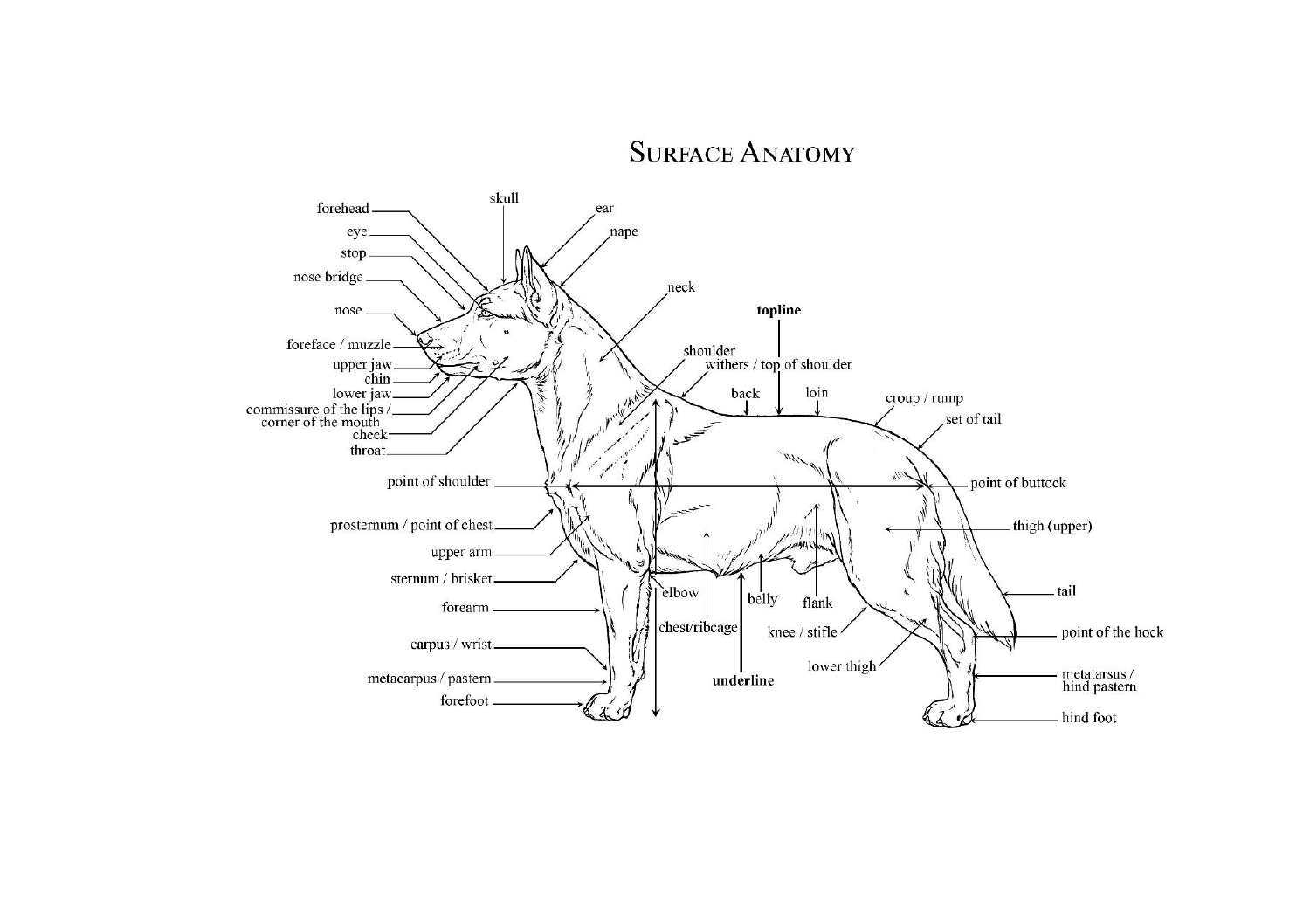# Surface Anatomy

forehead
eye
stop
nose bridge
nose
foreface / muzzle
upper jaw
chin
lower jaw
commissure of the lips / corner of the mouth
cheek
throat
skull
ear
nape
neck
topline
shoulder
withers / top of shoulder
back
loin
croup / rump
set of tail
point of shoulder
point of buttock
prosternum / point of chest
thigh (upper)
upper arm
sternum / brisket
tail
elbow
belly
flank
forearm
chest/ribcage
knee / stifle
point of the hock
carpus / wrist
lower thigh
metatarsus / hind pastern
metacarpus / pastern
underline
forefoot
hind foot